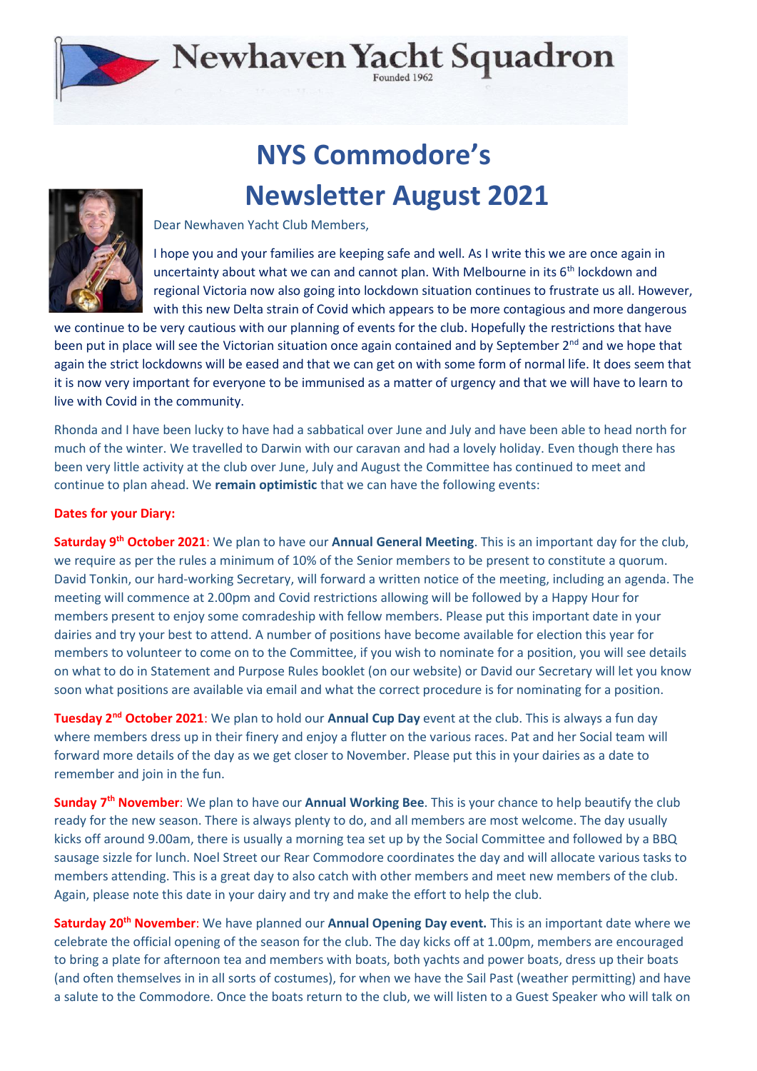# Newhaven Yacht Squadron

Founded 1962

# NYS Commodore's Newsletter August 2021

Dear Newhaven Yacht Club Members,

I hope you and your families are keeping safe and well. As I write this we are once again in uncertainty about what we can and cannot plan. With Melbourne in its 6th lockdown and regional Victoria now also going into lockdown situation continues to frustrate us all. However, with this new Delta strain of Covid which appears to be more contagious and more dangerous we continue to be very cautious with our planning of events for the club. Hopefully the restrictions that have been put in place will see the Victorian situation once again contained and by September 2nd and we hope that again the strict lockdowns will be eased and that we can get on with some form of normal life. It does seem that it is now very important for everyone to be immunised as a matter of urgency and that we will have to learn to live with Covid in the community.

Rhonda and I have been lucky to have had a sabbatical over June and July and have been able to head north for much of the winter. We travelled to Darwin with our caravan and had a lovely holiday. Even though there has been very little activity at the club over June, July and August the Committee has continued to meet and continue to plan ahead. We **remain optimistic** that we can have the following events:

**Dates for your Diary:**

**Saturday 9th October 2021**: We plan to have our **Annual General Meeting**. This is an important day for the club, we require as per the rules a minimum of 10% of the Senior members to be present to constitute a quorum. David Tonkin, our hard-working Secretary, will forward a written notice of the meeting, including an agenda. The meeting will commence at 2.00pm and Covid restrictions allowing will be followed by a Happy Hour for members present to enjoy some comradeship with fellow members. Please put this important date in your dairies and try your best to attend. A number of positions have become available for election this year for members to volunteer to come on to the Committee, if you wish to nominate for a position, you will see details on what to do in Statement and Purpose Rules booklet (on our website) or David our Secretary will let you know soon what positions are available via email and what the correct procedure is for nominating for a position.

**Tuesday 2nd October 2021**: We plan to hold our **Annual Cup Day** event at the club. This is always a fun day where members dress up in their finery and enjoy a flutter on the various races. Pat and her Social team will forward more details of the day as we get closer to November. Please put this in your dairies as a date to remember and join in the fun.

**Sunday 7th November**: We plan to have our **Annual Working Bee**. This is your chance to help beautify the club ready for the new season. There is always plenty to do, and all members are most welcome. The day usually kicks off around 9.00am, there is usually a morning tea set up by the Social Committee and followed by a BBQ sausage sizzle for lunch. Noel Street our Rear Commodore coordinates the day and will allocate various tasks to members attending. This is a great day to also catch with other members and meet new members of the club. Again, please note this date in your dairy and try and make the effort to help the club.

**Saturday 20th November**: We have planned our **Annual Opening Day event.** This is an important date where we celebrate the official opening of the season for the club. The day kicks off at 1.00pm, members are encouraged to bring a plate for afternoon tea and members with boats, both yachts and power boats, dress up their boats (and often themselves in in all sorts of costumes), for when we have the Sail Past (weather permitting) and have a salute to the Commodore. Once the boats return to the club, we will listen to a Guest Speaker who will talk on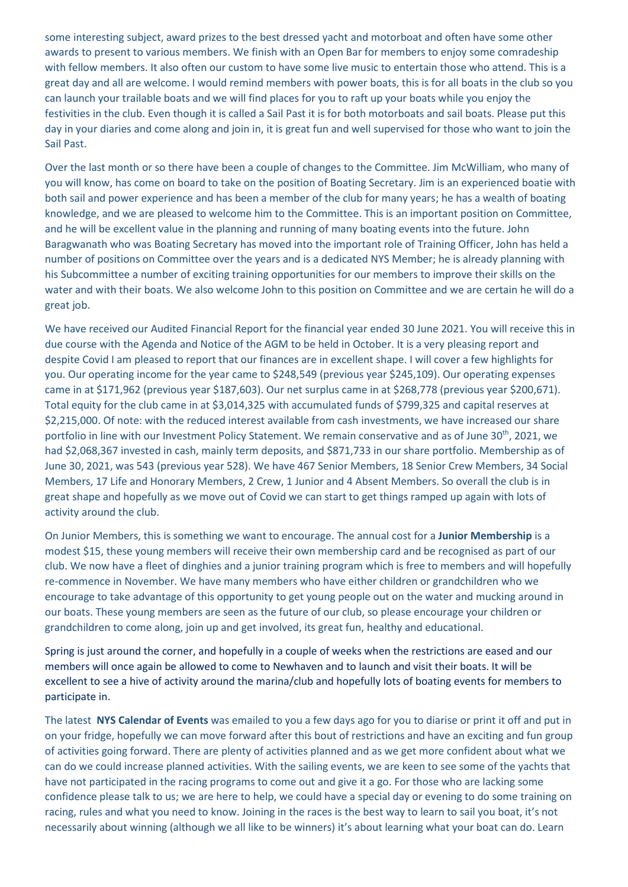some interesting subject, award prizes to the best dressed yacht and motorboat and often have some other awards to present to various members. We finish with an Open Bar for members to enjoy some comradeship with fellow members. It also often our custom to have some live music to entertain those who attend. This is a great day and all are welcome. I would remind members with power boats, this is for all boats in the club so you can launch your trailable boats and we will find places for you to raft up your boats while you enjoy the festivities in the club. Even though it is called a Sail Past it is for both motorboats and sail boats. Please put this day in your diaries and come along and join in, it is great fun and well supervised for those who want to join the Sail Past.

Over the last month or so there have been a couple of changes to the Committee. Jim McWilliam, who many of you will know, has come on board to take on the position of Boating Secretary. Jim is an experienced boatie with both sail and power experience and has been a member of the club for many years; he has a wealth of boating knowledge, and we are pleased to welcome him to the Committee. This is an important position on Committee, and he will be excellent value in the planning and running of many boating events into the future. John Baragwanath who was Boating Secretary has moved into the important role of Training Officer, John has held a number of positions on Committee over the years and is a dedicated NYS Member; he is already planning with his Subcommittee a number of exciting training opportunities for our members to improve their skills on the water and with their boats. We also welcome John to this position on Committee and we are certain he will do a great job.

We have received our Audited Financial Report for the financial year ended 30 June 2021. You will receive this in due course with the Agenda and Notice of the AGM to be held in October. It is a very pleasing report and despite Covid I am pleased to report that our finances are in excellent shape. I will cover a few highlights for you. Our operating income for the year came to $248,549 (previous year $245,109). Our operating expenses came in at $171,962 (previous year $187,603). Our net surplus came in at $268,778 (previous year $200,671). Total equity for the club came in at $3,014,325 with accumulated funds of $799,325 and capital reserves at $2,215,000. Of note: with the reduced interest available from cash investments, we have increased our share portfolio in line with our Investment Policy Statement. We remain conservative and as of June 30th, 2021, we had $2,068,367 invested in cash, mainly term deposits, and $871,733 in our share portfolio. Membership as of June 30, 2021, was 543 (previous year 528). We have 467 Senior Members, 18 Senior Crew Members, 34 Social Members, 17 Life and Honorary Members, 2 Crew, 1 Junior and 4 Absent Members. So overall the club is in great shape and hopefully as we move out of Covid we can start to get things ramped up again with lots of activity around the club.

On Junior Members, this is something we want to encourage. The annual cost for a **Junior Membership** is a modest $15, these young members will receive their own membership card and be recognised as part of our club. We now have a fleet of dinghies and a junior training program which is free to members and will hopefully re-commence in November. We have many members who have either children or grandchildren who we encourage to take advantage of this opportunity to get young people out on the water and mucking around in our boats. These young members are seen as the future of our club, so please encourage your children or grandchildren to come along, join up and get involved, its great fun, healthy and educational.

Spring is just around the corner, and hopefully in a couple of weeks when the restrictions are eased and our members will once again be allowed to come to Newhaven and to launch and visit their boats. It will be excellent to see a hive of activity around the marina/club and hopefully lots of boating events for members to participate in.

The latest **NYS Calendar of Events** was emailed to you a few days ago for you to diarise or print it off and put in on your fridge, hopefully we can move forward after this bout of restrictions and have an exciting and fun group of activities going forward. There are plenty of activities planned and as we get more confident about what we can do we could increase planned activities. With the sailing events, we are keen to see some of the yachts that have not participated in the racing programs to come out and give it a go. For those who are lacking some confidence please talk to us; we are here to help, we could have a special day or evening to do some training on racing, rules and what you need to know. Joining in the races is the best way to learn to sail you boat, it's not necessarily about winning (although we all like to be winners) it's about learning what your boat can do. Learn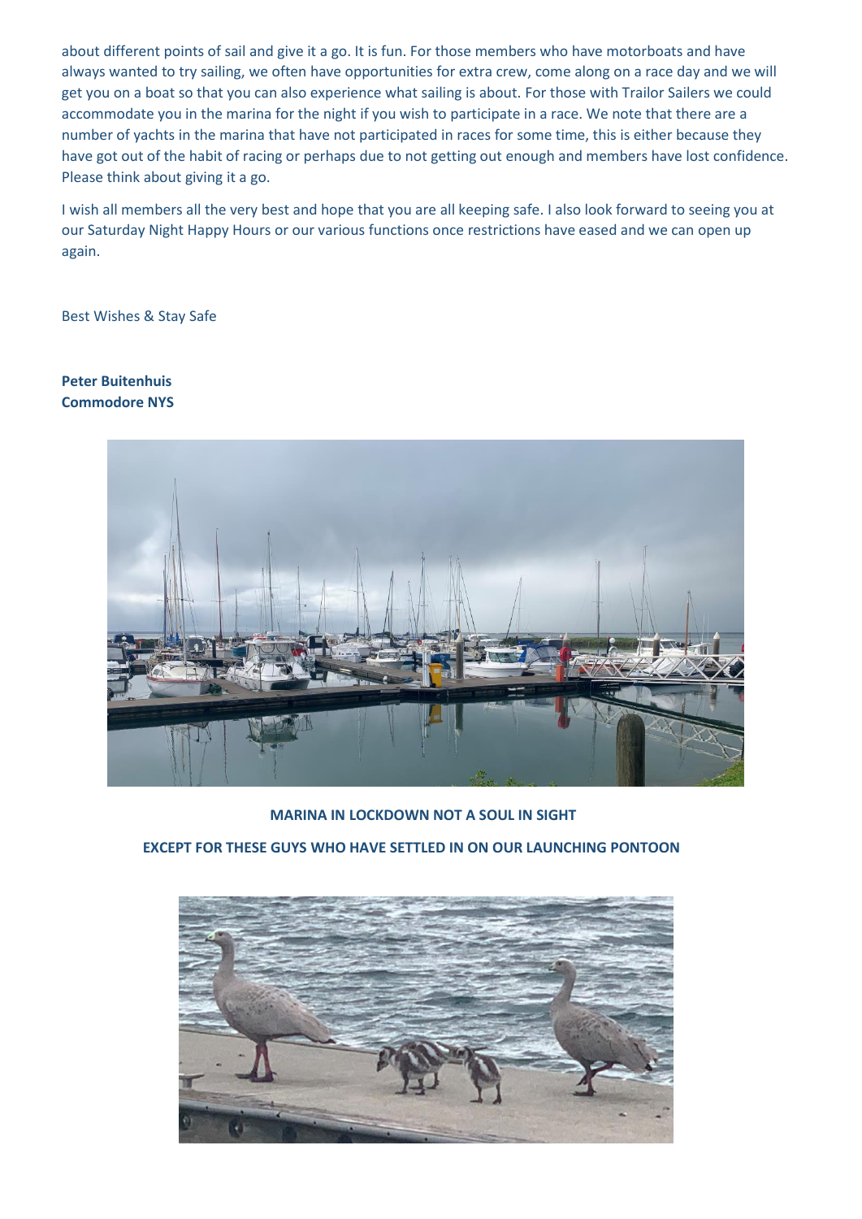about different points of sail and give it a go. It is fun. For those members who have motorboats and have always wanted to try sailing, we often have opportunities for extra crew, come along on a race day and we will get you on a boat so that you can also experience what sailing is about. For those with Trailor Sailers we could accommodate you in the marina for the night if you wish to participate in a race. We note that there are a number of yachts in the marina that have not participated in races for some time, this is either because they have got out of the habit of racing or perhaps due to not getting out enough and members have lost confidence. Please think about giving it a go.

I wish all members all the very best and hope that you are all keeping safe. I also look forward to seeing you at our Saturday Night Happy Hours or our various functions once restrictions have eased and we can open up again.

Best Wishes & Stay Safe

**Peter Buitenhuis**
**Commodore NYS**

**MARINA IN LOCKDOWN NOT A SOUL IN SIGHT**

**EXCEPT FOR THESE GUYS WHO HAVE SETTLED IN ON OUR LAUNCHING PONTOON**